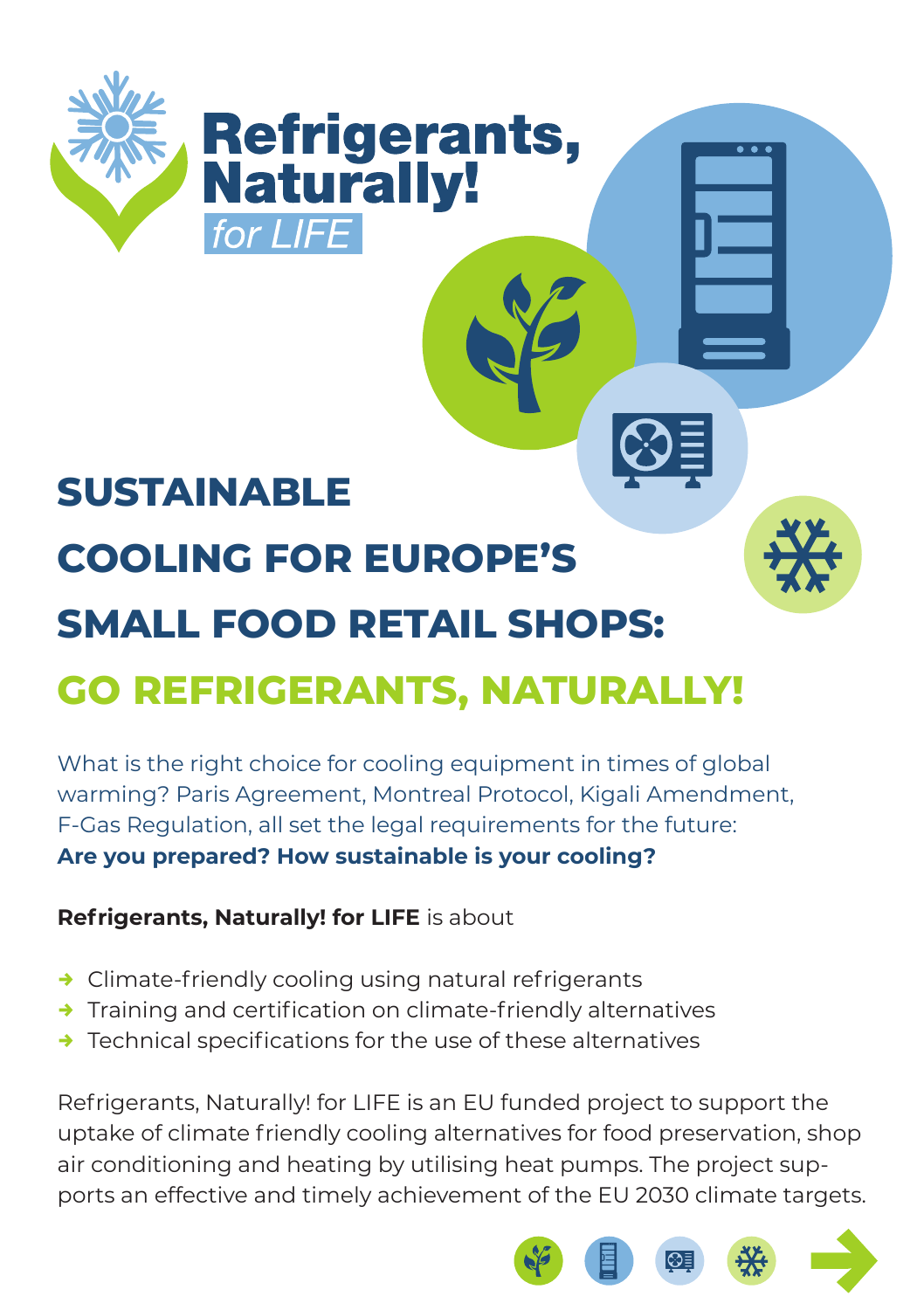# Refrigerants, Naturally! for LIFE

## SUSTAINABLE COOLING FOR EUROPE'S SMALL FOOD RETAIL SHOPS: GO REFRIGERANTS, NATURALLY!

What is the right choice for cooling equipment in times of global warming? Paris Agreement, Montreal Protocol, Kigali Amendment, F-Gas Regulation, all set the legal requirements for the future: **Are you prepared? How sustainable is your cooling?**

**Refrigerants, Naturally! for LIFE** is about

- Climate-friendly cooling using natural refrigerants
- Training and certification on climate-friendly alternatives
- Technical specifications for the use of these alternatives

Refrigerants, Naturally! for LIFE is an EU funded project to support the uptake of climate friendly cooling alternatives for food preservation, shop air conditioning and heating by utilising heat pumps. The project supports an effective and timely achievement of the EU 2030 climate targets.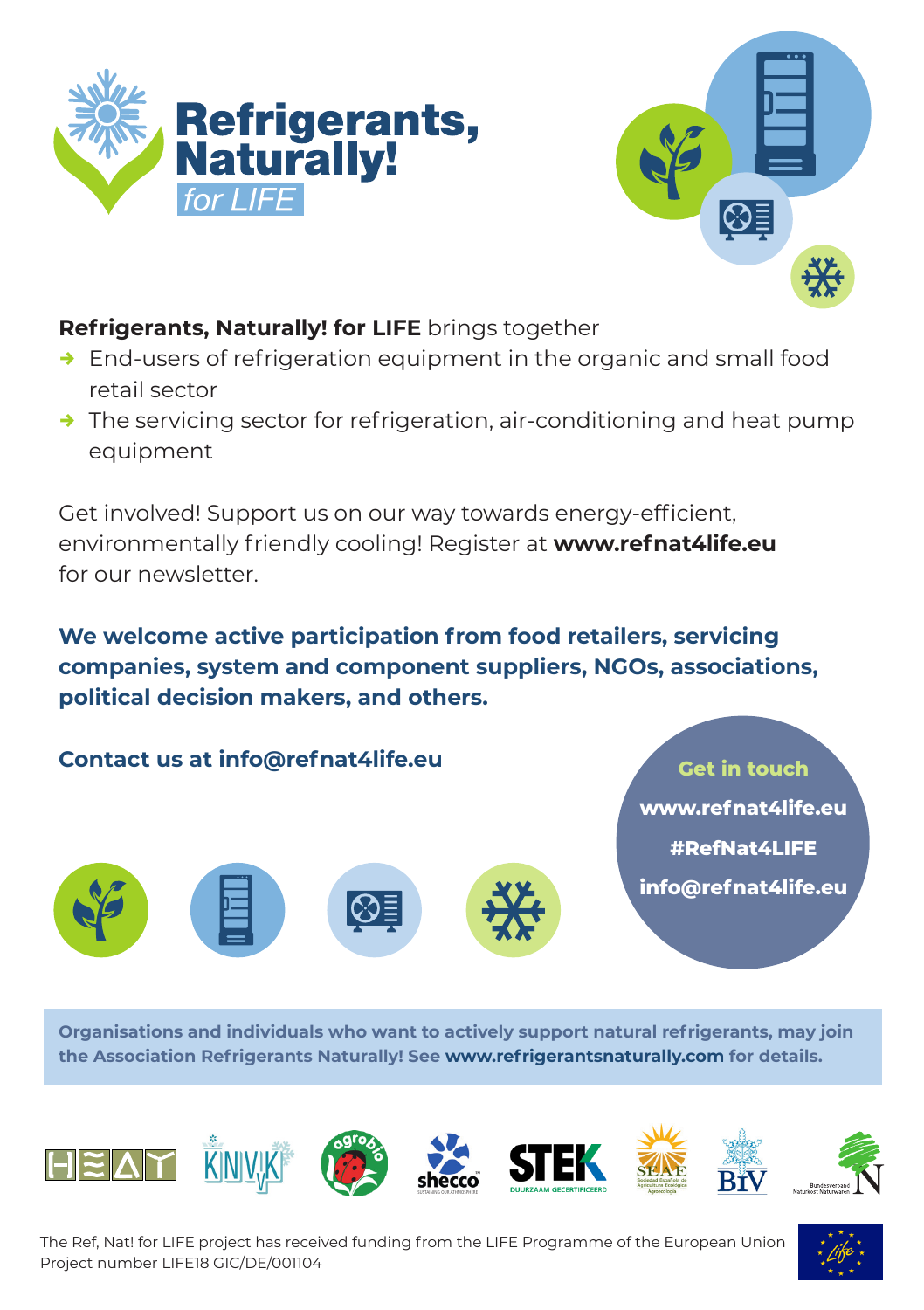# Refrigerants, Naturally! *for LIFE*

**Refrigerants, Naturally! for LIFE** brings together

- End-users of refrigeration equipment in the organic and small food retail sector
- The servicing sector for refrigeration, air-conditioning and heat pump equipment

Get involved! Support us on our way towards energy-efficient, environmentally friendly cooling! Register at **www.refnat4life.eu** for our newsletter.

**We welcome active participation from food retailers, servicing companies, system and component suppliers, NGOs, associations, political decision makers, and others.**

**Contact us at info@refnat4life.eu**

**Get in touch**

**www.refnat4life.eu**

**#RefNat4LIFE**

**info@refnat4life.eu**

**Organisations and individuals who want to actively support natural refrigerants, may join the Association Refrigerants Naturally! See www.refrigerantsnaturally.com for details.**

HEAT · KNVvK · agrobio · shecco · STEK · SEAE · BIV · Bundesverband Naturkost Naturwaren

The Ref, Nat! for LIFE project has received funding from the LIFE Programme of the European Union
Project number LIFE18 GIC/DE/001104